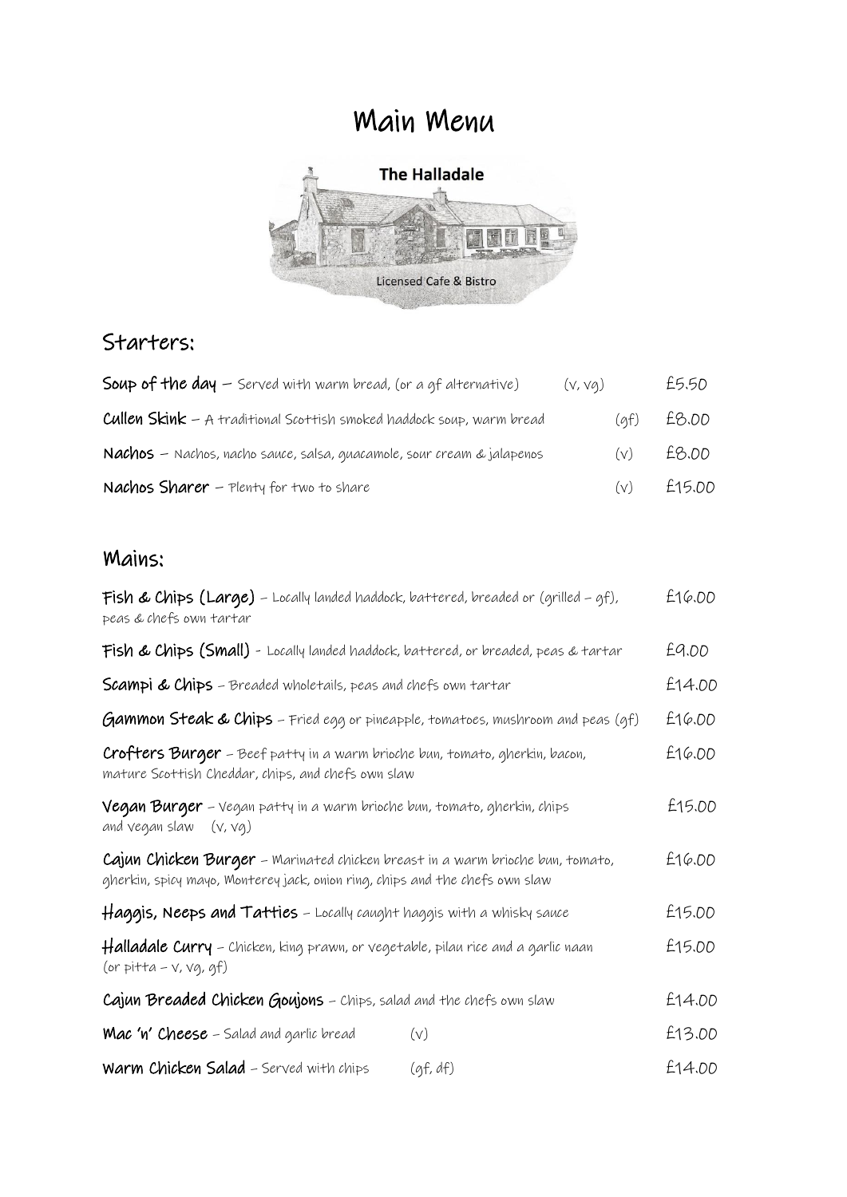# Main Menu

The Halladale

Licensed Cafe & Bistro

## Starters:

**Soup of the day** – Served with warm bread, (or a gf alternative) (v, vg) £5.50

**Cullen Skink** – A traditional Scottish smoked haddock soup, warm bread (gf) £8.00

**Nachos** – Nachos, nacho sauce, salsa, guacamole, sour cream & jalapenos (v) £8.00

**Nachos Sharer** – Plenty for two to share (v) £15.00

## Mains:

**Fish & Chips (Large)** – Locally landed haddock, battered, breaded or (grilled – gf), peas & chefs own tartar £16.00

**Fish & Chips (Small)** - Locally landed haddock, battered, or breaded, peas & tartar £9.00

**Scampi & Chips** – Breaded wholetails, peas and chefs own tartar £14.00

**Gammon Steak & Chips** – Fried egg or pineapple, tomatoes, mushroom and peas (gf) £16.00

**Crofters Burger** – Beef patty in a warm brioche bun, tomato, gherkin, bacon, mature Scottish Cheddar, chips, and chefs own slaw £16.00

**Vegan Burger** – Vegan patty in a warm brioche bun, tomato, gherkin, chips and vegan slaw (v, vg) £15.00

**Cajun Chicken Burger** – Marinated chicken breast in a warm brioche bun, tomato, gherkin, spicy mayo, Monterey jack, onion ring, chips and the chefs own slaw £16.00

**Haggis, Neeps and Tatties** – Locally caught haggis with a whisky sauce £15.00

**Halladale Curry** – Chicken, king prawn, or vegetable, pilau rice and a garlic naan (or pitta – v, vg, gf) £15.00

**Cajun Breaded Chicken Goujons** – Chips, salad and the chefs own slaw £14.00

**Mac 'n' Cheese** – Salad and garlic bread (v) £13.00

**Warm Chicken Salad** – Served with chips (gf, df) £14.00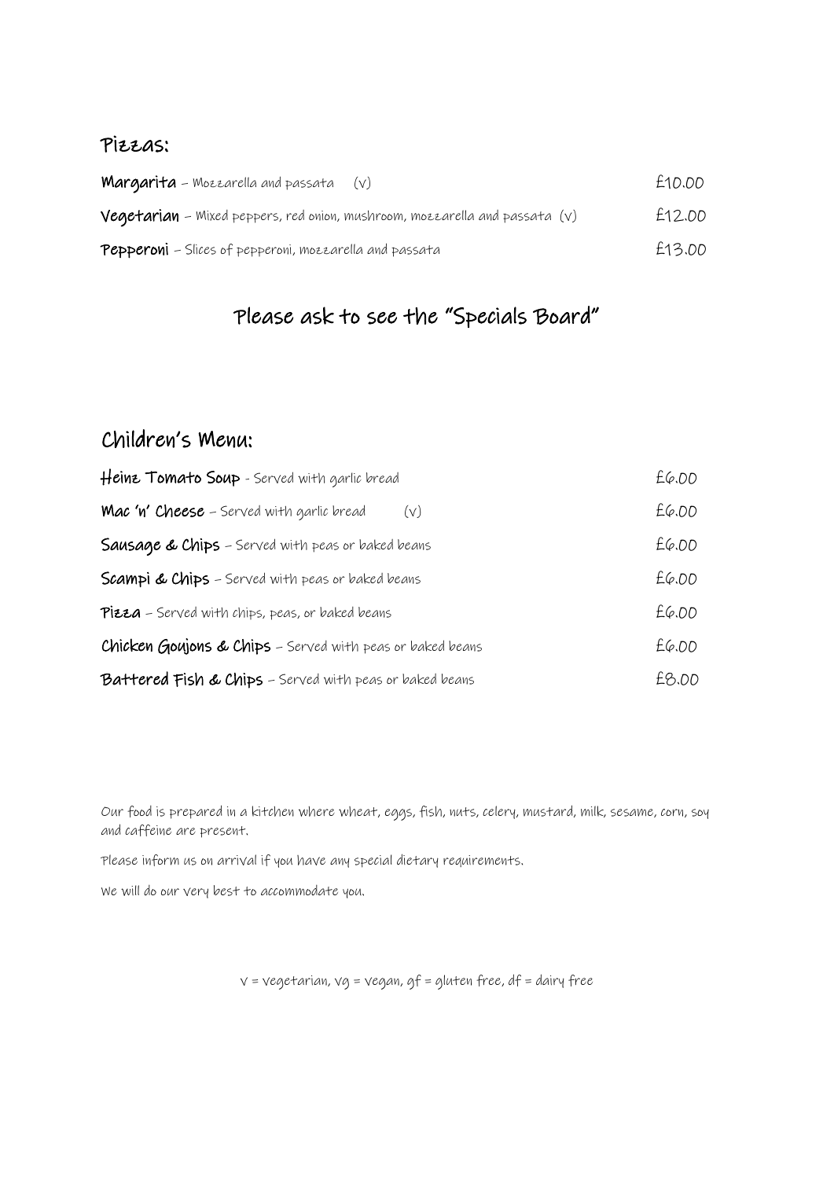## Pizzas:

**Margarita** – Mozzarella and passata (v) £10.00

**Vegetarian** – Mixed peppers, red onion, mushroom, mozzarella and passata (v) £12.00

**Pepperoni** – Slices of pepperoni, mozzarella and passata £13.00

## Please ask to see the "Specials Board"

## Children's Menu:

**Heinz Tomato Soup** - Served with garlic bread £6.00

**Mac 'n' Cheese** – Served with garlic bread (v) £6.00

**Sausage & Chips** – Served with peas or baked beans £6.00

**Scampi & Chips** – Served with peas or baked beans £6.00

**Pizza** – Served with chips, peas, or baked beans £6.00

**Chicken Goujons & Chips** – Served with peas or baked beans £6.00

**Battered Fish & Chips** – Served with peas or baked beans £8.00

Our food is prepared in a kitchen where wheat, eggs, fish, nuts, celery, mustard, milk, sesame, corn, soy and caffeine are present.

Please inform us on arrival if you have any special dietary requirements.

We will do our very best to accommodate you.

v = vegetarian, vg = vegan, gf = gluten free, df = dairy free